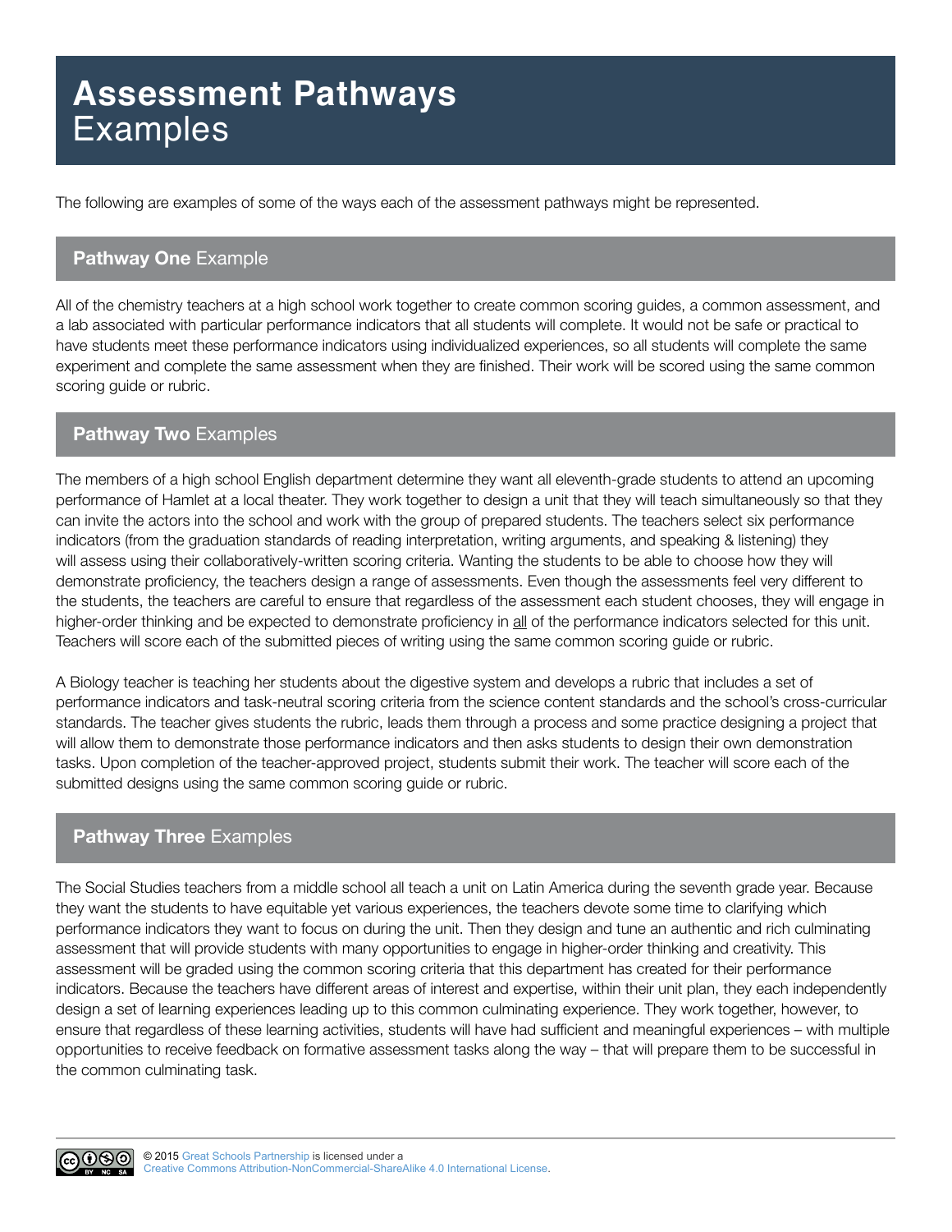# **Assessment Pathways** Examples

The following are examples of some of the ways each of the assessment pathways might be represented.

## **Pathway One** Example

All of the chemistry teachers at a high school work together to create common scoring guides, a common assessment, and a lab associated with particular performance indicators that all students will complete. It would not be safe or practical to have students meet these performance indicators using individualized experiences, so all students will complete the same experiment and complete the same assessment when they are finished. Their work will be scored using the same common scoring guide or rubric.

## **Pathway Two** Examples

The members of a high school English department determine they want all eleventh-grade students to attend an upcoming performance of Hamlet at a local theater. They work together to design a unit that they will teach simultaneously so that they can invite the actors into the school and work with the group of prepared students. The teachers select six performance indicators (from the graduation standards of reading interpretation, writing arguments, and speaking & listening) they will assess using their collaboratively-written scoring criteria. Wanting the students to be able to choose how they will demonstrate proficiency, the teachers design a range of assessments. Even though the assessments feel very different to the students, the teachers are careful to ensure that regardless of the assessment each student chooses, they will engage in higher-order thinking and be expected to demonstrate proficiency in <u>all</u> of the performance indicators selected for this unit. Teachers will score each of the submitted pieces of writing using the same common scoring guide or rubric.

A Biology teacher is teaching her students about the digestive system and develops a rubric that includes a set of performance indicators and task-neutral scoring criteria from the science content standards and the school's cross-curricular standards. The teacher gives students the rubric, leads them through a process and some practice designing a project that will allow them to demonstrate those performance indicators and then asks students to design their own demonstration tasks. Upon completion of the teacher-approved project, students submit their work. The teacher will score each of the submitted designs using the same common scoring guide or rubric.

## **Pathway Three** Examples

The Social Studies teachers from a middle school all teach a unit on Latin America during the seventh grade year. Because they want the students to have equitable yet various experiences, the teachers devote some time to clarifying which performance indicators they want to focus on during the unit. Then they design and tune an authentic and rich culminating assessment that will provide students with many opportunities to engage in higher-order thinking and creativity. This assessment will be graded using the common scoring criteria that this department has created for their performance indicators. Because the teachers have different areas of interest and expertise, within their unit plan, they each independently design a set of learning experiences leading up to this common culminating experience. They work together, however, to ensure that regardless of these learning activities, students will have had sufficient and meaningful experiences – with multiple opportunities to receive feedback on formative assessment tasks along the way – that will prepare them to be successful in the common culminating task.

© 2015 Great Schools Partnership is licensed under a Creative Commons Attribution-NonCommercial-ShareAlike 4.0 International License.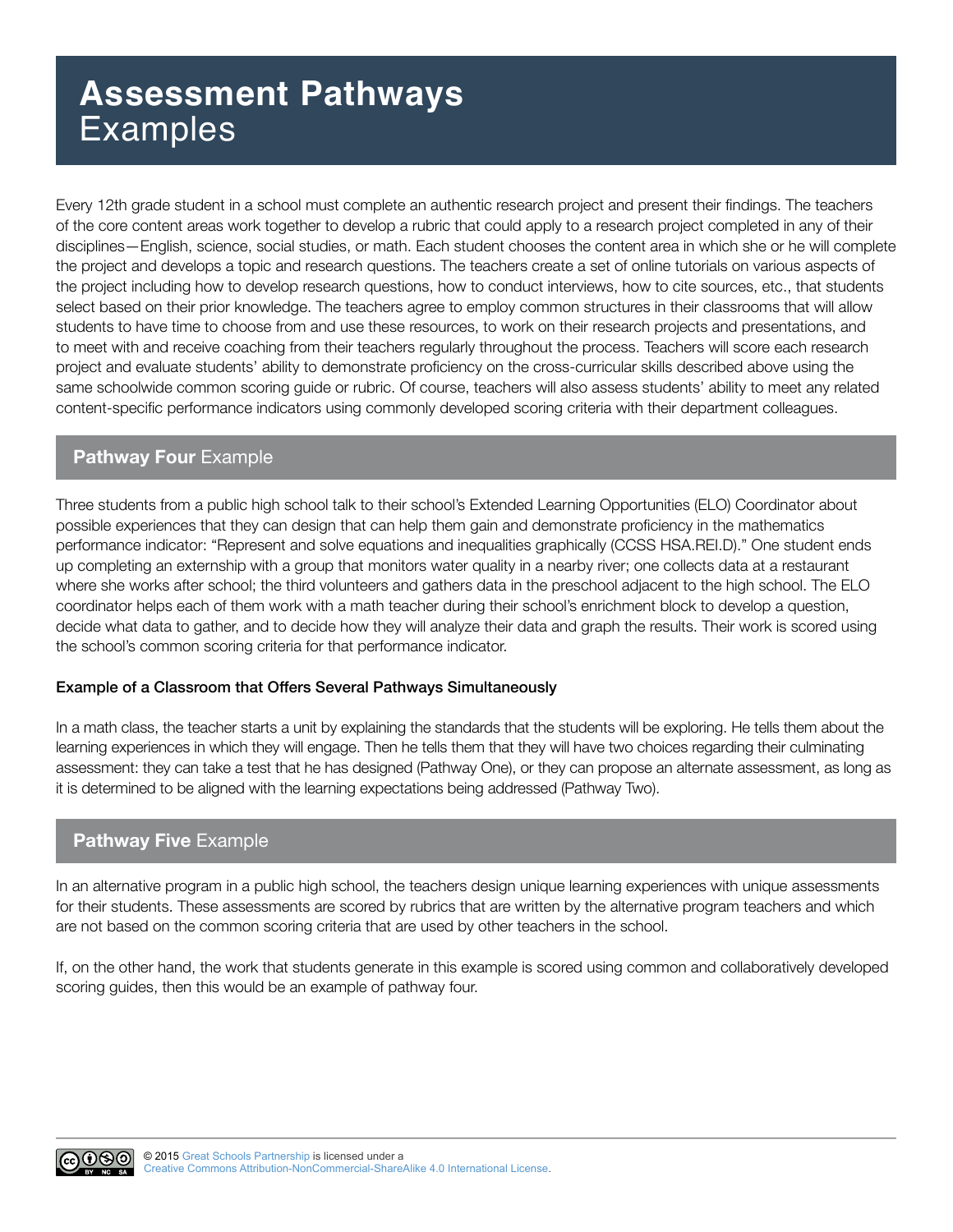# **Assessment Pathways** Examples

Every 12th grade student in a school must complete an authentic research project and present their findings. The teachers of the core content areas work together to develop a rubric that could apply to a research project completed in any of their disciplines—English, science, social studies, or math. Each student chooses the content area in which she or he will complete the project and develops a topic and research questions. The teachers create a set of online tutorials on various aspects of the project including how to develop research questions, how to conduct interviews, how to cite sources, etc., that students select based on their prior knowledge. The teachers agree to employ common structures in their classrooms that will allow students to have time to choose from and use these resources, to work on their research projects and presentations, and to meet with and receive coaching from their teachers regularly throughout the process. Teachers will score each research project and evaluate students' ability to demonstrate proficiency on the cross-curricular skills described above using the same schoolwide common scoring guide or rubric. Of course, teachers will also assess students' ability to meet any related content-specific performance indicators using commonly developed scoring criteria with their department colleagues.

## **Pathway Four** Example

Three students from a public high school talk to their school's Extended Learning Opportunities (ELO) Coordinator about possible experiences that they can design that can help them gain and demonstrate proficiency in the mathematics performance indicator: "Represent and solve equations and inequalities graphically (CCSS HSA.REI.D)." One student ends up completing an externship with a group that monitors water quality in a nearby river; one collects data at a restaurant where she works after school; the third volunteers and gathers data in the preschool adjacent to the high school. The ELO coordinator helps each of them work with a math teacher during their school's enrichment block to develop a question, decide what data to gather, and to decide how they will analyze their data and graph the results. Their work is scored using the school's common scoring criteria for that performance indicator.

### Example of a Classroom that Offers Several Pathways Simultaneously

In a math class, the teacher starts a unit by explaining the standards that the students will be exploring. He tells them about the learning experiences in which they will engage. Then he tells them that they will have two choices regarding their culminating assessment: they can take a test that he has designed (Pathway One), or they can propose an alternate assessment, as long as it is determined to be aligned with the learning expectations being addressed (Pathway Two).

## **Pathway Five** Example

In an alternative program in a public high school, the teachers design unique learning experiences with unique assessments for their students. These assessments are scored by rubrics that are written by the alternative program teachers and which are not based on the common scoring criteria that are used by other teachers in the school.

If, on the other hand, the work that students generate in this example is scored using common and collaboratively developed scoring guides, then this would be an example of pathway four.

© 2015 Great Schools Partnership is licensed under a Creative Commons Attribution-NonCommercial-ShareAlike 4.0 International License.